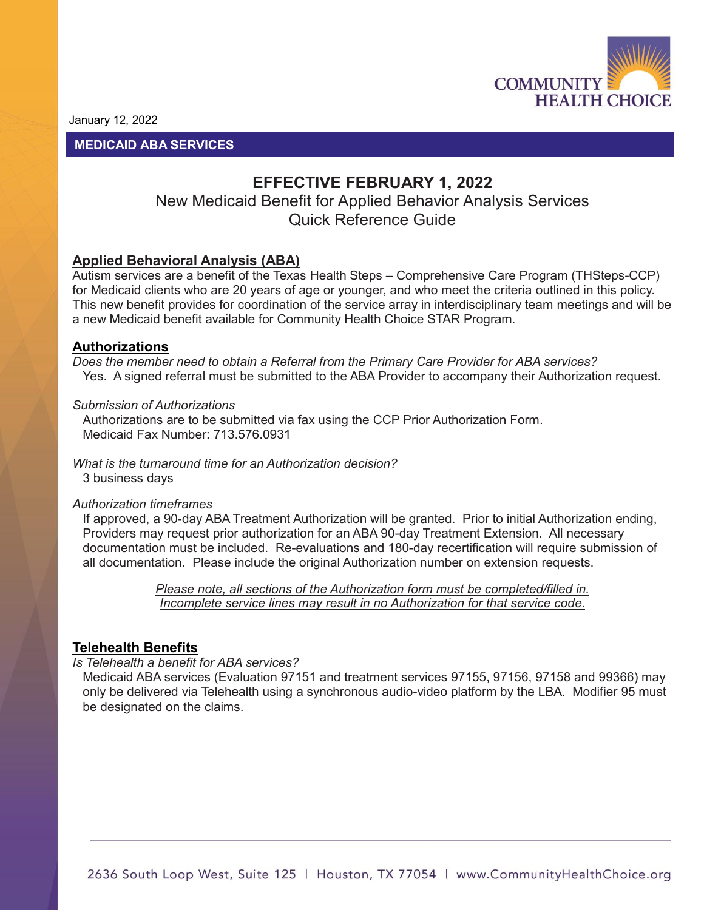January 12, 2022

**MEDICAID ABA SERVICES**

## EFFECTIVE FEBRUARY 1, 2022

New Medicaid Benefit for Applied Behavior Analysis Services
Quick Reference Guide

### Applied Behavioral Analysis (ABA)

Autism services are a benefit of the Texas Health Steps – Comprehensive Care Program (THSteps-CCP) for Medicaid clients who are 20 years of age or younger, and who meet the criteria outlined in this policy. This new benefit provides for coordination of the service array in interdisciplinary team meetings and will be a new Medicaid benefit available for Community Health Choice STAR Program.

### Authorizations

*Does the member need to obtain a Referral from the Primary Care Provider for ABA services?*
Yes. A signed referral must be submitted to the ABA Provider to accompany their Authorization request.

*Submission of Authorizations*
Authorizations are to be submitted via fax using the CCP Prior Authorization Form.
Medicaid Fax Number: 713.576.0931

*What is the turnaround time for an Authorization decision?*
3 business days

*Authorization timeframes*
If approved, a 90-day ABA Treatment Authorization will be granted. Prior to initial Authorization ending, Providers may request prior authorization for an ABA 90-day Treatment Extension. All necessary documentation must be included. Re-evaluations and 180-day recertification will require submission of all documentation. Please include the original Authorization number on extension requests.

*Please note, all sections of the Authorization form must be completed/filled in. Incomplete service lines may result in no Authorization for that service code.*

### Telehealth Benefits

*Is Telehealth a benefit for ABA services?*
Medicaid ABA services (Evaluation 97151 and treatment services 97155, 97156, 97158 and 99366) may only be delivered via Telehealth using a synchronous audio-video platform by the LBA. Modifier 95 must be designated on the claims.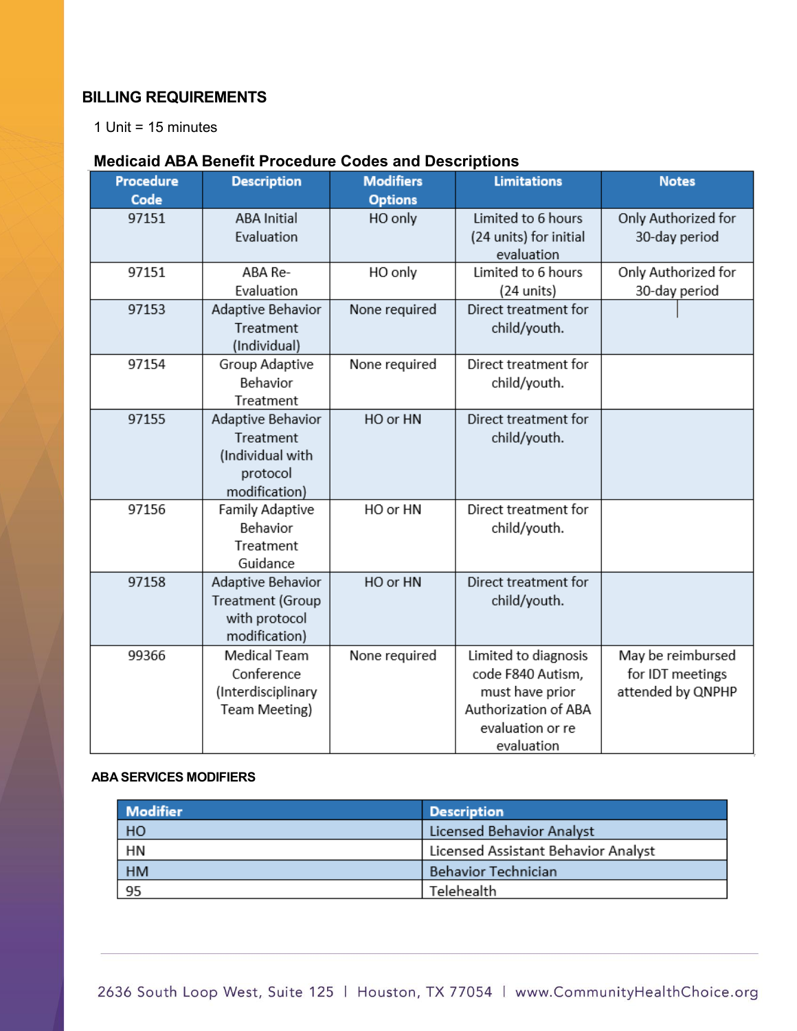## BILLING REQUIREMENTS

1 Unit = 15 minutes

### Medicaid ABA Benefit Procedure Codes and Descriptions

| Procedure Code | Description | Modifiers Options | Limitations | Notes |
|---|---|---|---|---|
| 97151 | ABA Initial Evaluation | HO only | Limited to 6 hours (24 units) for initial evaluation | Only Authorized for 30-day period |
| 97151 | ABA Re-Evaluation | HO only | Limited to 6 hours (24 units) | Only Authorized for 30-day period |
| 97153 | Adaptive Behavior Treatment (Individual) | None required | Direct treatment for child/youth. | |
| 97154 | Group Adaptive Behavior Treatment | None required | Direct treatment for child/youth. | |
| 97155 | Adaptive Behavior Treatment (Individual with protocol modification) | HO or HN | Direct treatment for child/youth. | |
| 97156 | Family Adaptive Behavior Treatment Guidance | HO or HN | Direct treatment for child/youth. | |
| 97158 | Adaptive Behavior Treatment (Group with protocol modification) | HO or HN | Direct treatment for child/youth. | |
| 99366 | Medical Team Conference (Interdisciplinary Team Meeting) | None required | Limited to diagnosis code F840 Autism, must have prior Authorization of ABA evaluation or re evaluation | May be reimbursed for IDT meetings attended by QNPHP |

### ABA SERVICES MODIFIERS

| Modifier | Description |
|---|---|
| HO | Licensed Behavior Analyst |
| HN | Licensed Assistant Behavior Analyst |
| HM | Behavior Technician |
| 95 | Telehealth |

2636 South Loop West, Suite 125 | Houston, TX 77054 | www.CommunityHealthChoice.org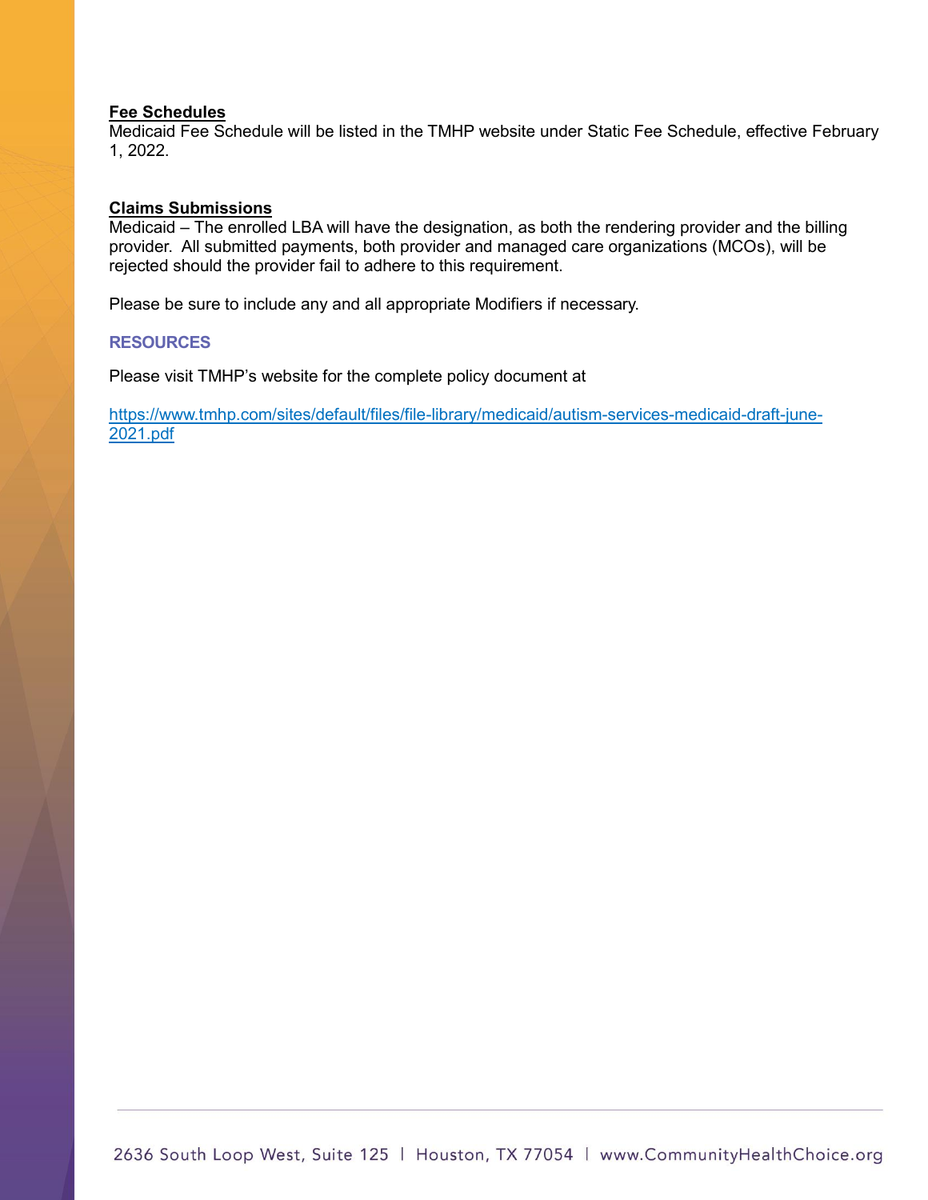**<u>Fee Schedules</u>**
Medicaid Fee Schedule will be listed in the TMHP website under Static Fee Schedule, effective February 1, 2022.

**<u>Claims Submissions</u>**
Medicaid – The enrolled LBA will have the designation, as both the rendering provider and the billing provider. All submitted payments, both provider and managed care organizations (MCOs), will be rejected should the provider fail to adhere to this requirement.

Please be sure to include any and all appropriate Modifiers if necessary.

## RESOURCES

Please visit TMHP's website for the complete policy document at

https://www.tmhp.com/sites/default/files/file-library/medicaid/autism-services-medicaid-draft-june-2021.pdf